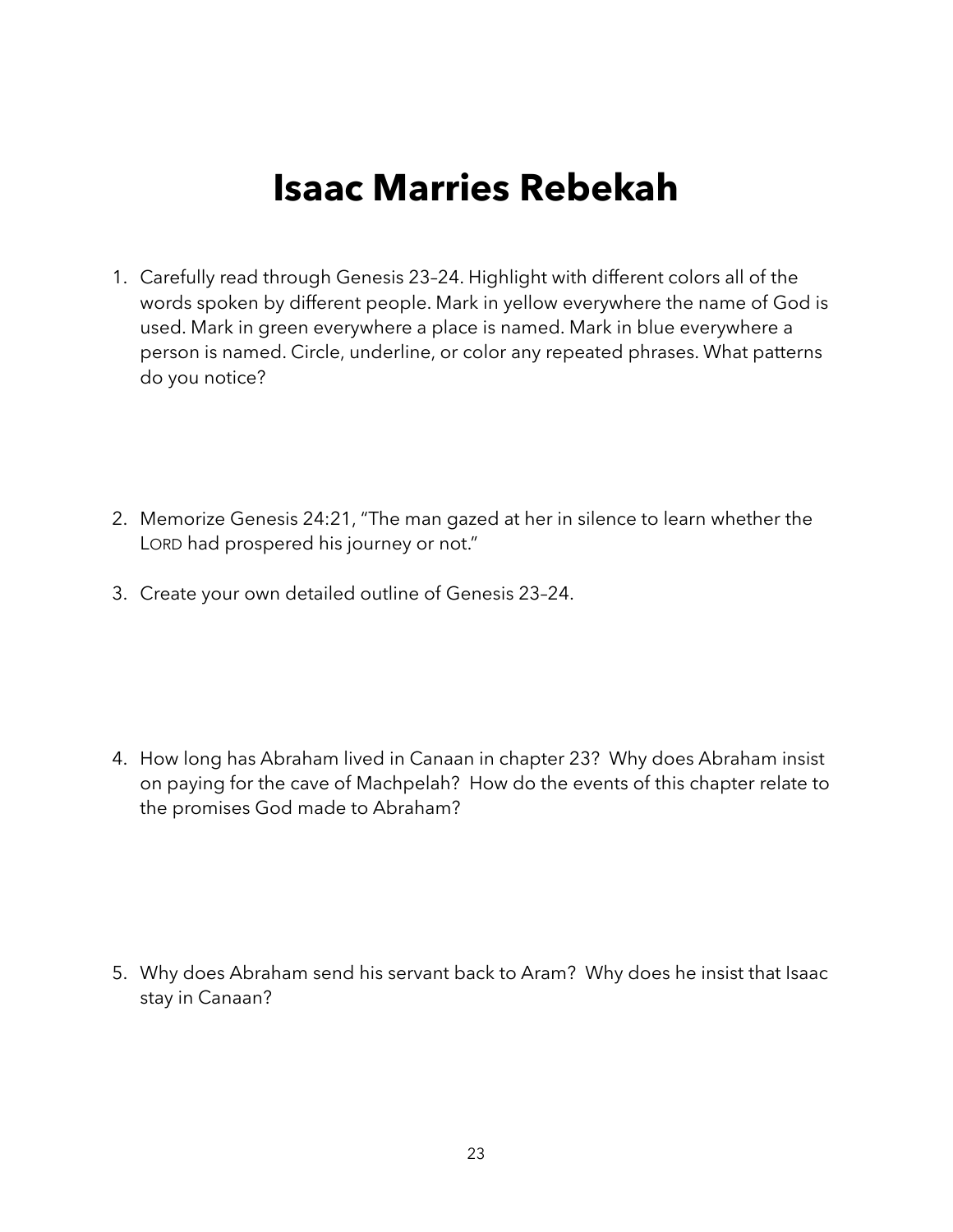# Isaac Marries Rebekah

1. Carefully read through Genesis 23–24. Highlight with different colors all of the words spoken by different people. Mark in yellow everywhere the name of God is used. Mark in green everywhere a place is named. Mark in blue everywhere a person is named. Circle, underline, or color any repeated phrases. What patterns do you notice?

2. Memorize Genesis 24:21, "The man gazed at her in silence to learn whether the LORD had prospered his journey or not."

3. Create your own detailed outline of Genesis 23–24.

4. How long has Abraham lived in Canaan in chapter 23? Why does Abraham insist on paying for the cave of Machpelah? How do the events of this chapter relate to the promises God made to Abraham?

5. Why does Abraham send his servant back to Aram? Why does he insist that Isaac stay in Canaan?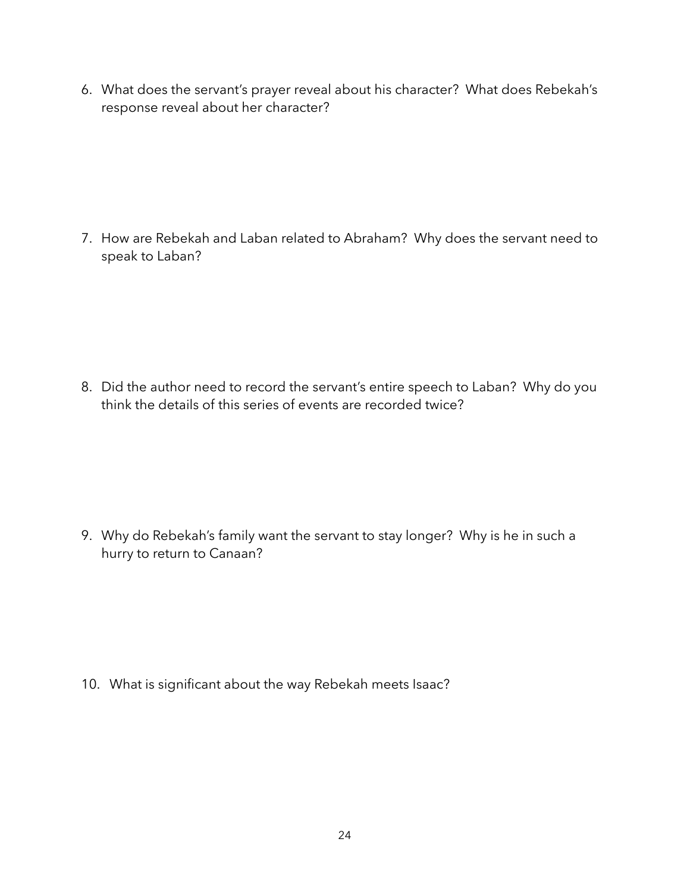6. What does the servant's prayer reveal about his character? What does Rebekah's response reveal about her character?

7. How are Rebekah and Laban related to Abraham? Why does the servant need to speak to Laban?

8. Did the author need to record the servant's entire speech to Laban? Why do you think the details of this series of events are recorded twice?

9. Why do Rebekah's family want the servant to stay longer? Why is he in such a hurry to return to Canaan?

10. What is significant about the way Rebekah meets Isaac?